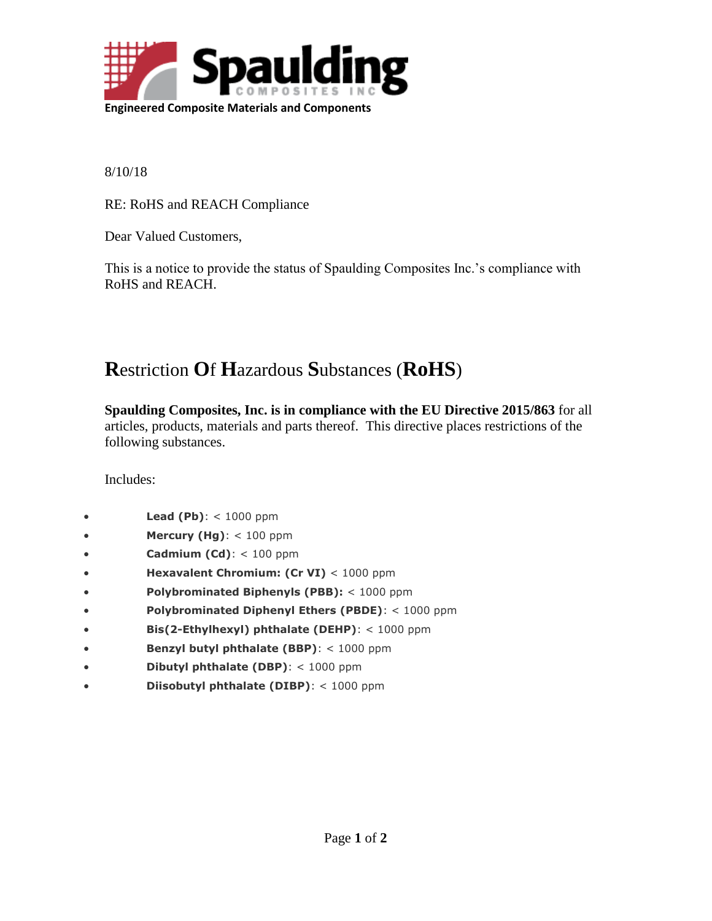**Spaulding**
COMPOSITES INC

**Engineered Composite Materials and Components**

8/10/18

RE: RoHS and REACH Compliance

Dear Valued Customers,

This is a notice to provide the status of Spaulding Composites Inc.'s compliance with RoHS and REACH.

# Restriction Of Hazardous Substances (RoHS)

**Spaulding Composites, Inc. is in compliance with the EU Directive 2015/863** for all articles, products, materials and parts thereof. This directive places restrictions of the following substances.

Includes:

- **Lead (Pb)**: < 1000 ppm
- **Mercury (Hg)**: < 100 ppm
- **Cadmium (Cd)**: < 100 ppm
- **Hexavalent Chromium: (Cr VI)** < 1000 ppm
- **Polybrominated Biphenyls (PBB):** < 1000 ppm
- **Polybrominated Diphenyl Ethers (PBDE)**: < 1000 ppm
- **Bis(2-Ethylhexyl) phthalate (DEHP)**: < 1000 ppm
- **Benzyl butyl phthalate (BBP)**: < 1000 ppm
- **Dibutyl phthalate (DBP)**: < 1000 ppm
- **Diisobutyl phthalate (DIBP)**: < 1000 ppm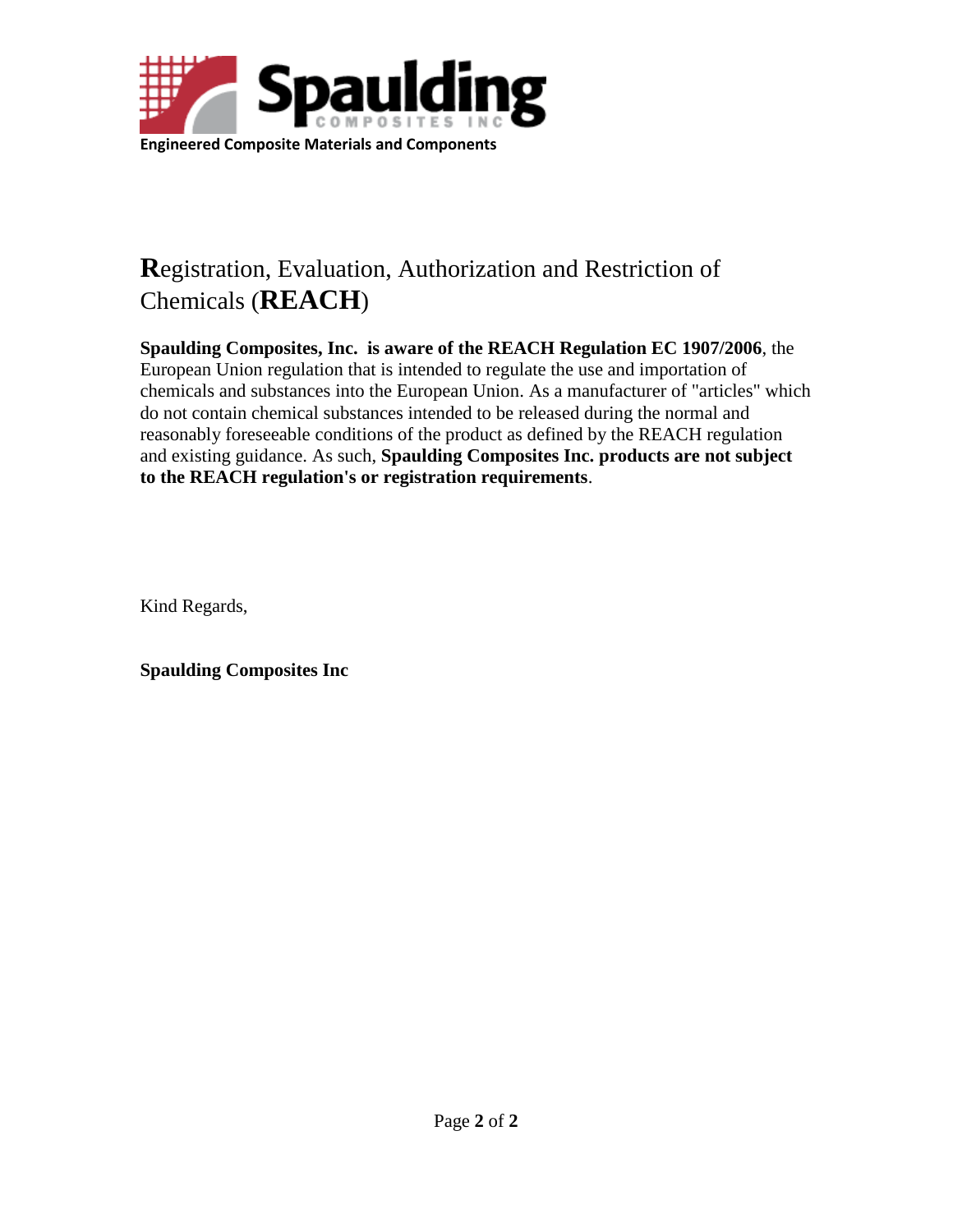Spaulding

COMPOSITES INC

**Engineered Composite Materials and Components**

# Registration, Evaluation, Authorization and Restriction of Chemicals (REACH)

**Spaulding Composites, Inc. is aware of the REACH Regulation EC 1907/2006**, the European Union regulation that is intended to regulate the use and importation of chemicals and substances into the European Union. As a manufacturer of "articles" which do not contain chemical substances intended to be released during the normal and reasonably foreseeable conditions of the product as defined by the REACH regulation and existing guidance. As such, **Spaulding Composites Inc. products are not subject to the REACH regulation's or registration requirements**.

Kind Regards,

**Spaulding Composites Inc**